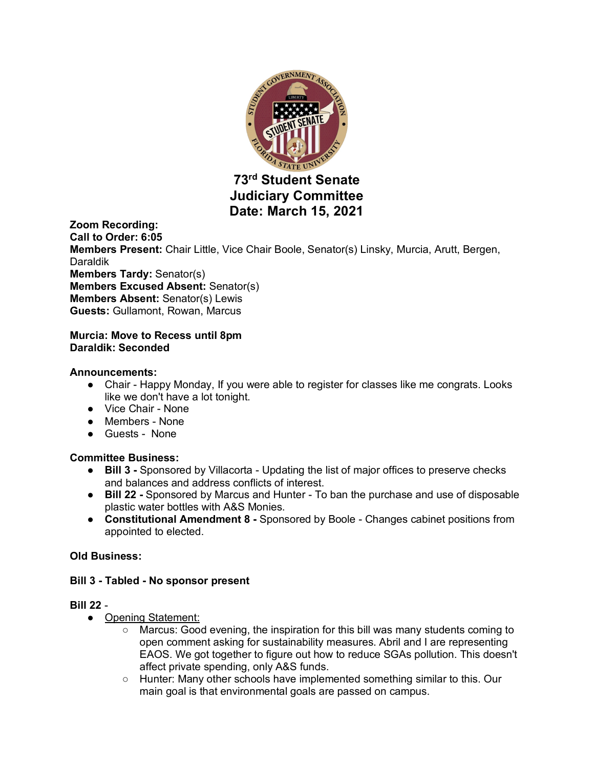# 73rd Student Senate
# Judiciary Committee
# Date: March 15, 2021

**Zoom Recording:**
**Call to Order: 6:05**
**Members Present:** Chair Little, Vice Chair Boole, Senator(s) Linsky, Murcia, Arutt, Bergen, Daraldik
**Members Tardy:** Senator(s)
**Members Excused Absent:** Senator(s)
**Members Absent:** Senator(s) Lewis
**Guests:** Gullamont, Rowan, Marcus

**Murcia: Move to Recess until 8pm**
**Daraldik: Seconded**

**Announcements:**

- Chair - Happy Monday, If you were able to register for classes like me congrats. Looks like we don't have a lot tonight.
- Vice Chair - None
- Members - None
- Guests - None

**Committee Business:**

- **Bill 3 -** Sponsored by Villacorta - Updating the list of major offices to preserve checks and balances and address conflicts of interest.
- **Bill 22 -** Sponsored by Marcus and Hunter - To ban the purchase and use of disposable plastic water bottles with A&S Monies.
- **Constitutional Amendment 8 -** Sponsored by Boole - Changes cabinet positions from appointed to elected.

**Old Business:**

**Bill 3 - Tabled - No sponsor present**

**Bill 22** -

- Opening Statement:
  - Marcus: Good evening, the inspiration for this bill was many students coming to open comment asking for sustainability measures. Abril and I are representing EAOS. We got together to figure out how to reduce SGAs pollution. This doesn't affect private spending, only A&S funds.
  - Hunter: Many other schools have implemented something similar to this. Our main goal is that environmental goals are passed on campus.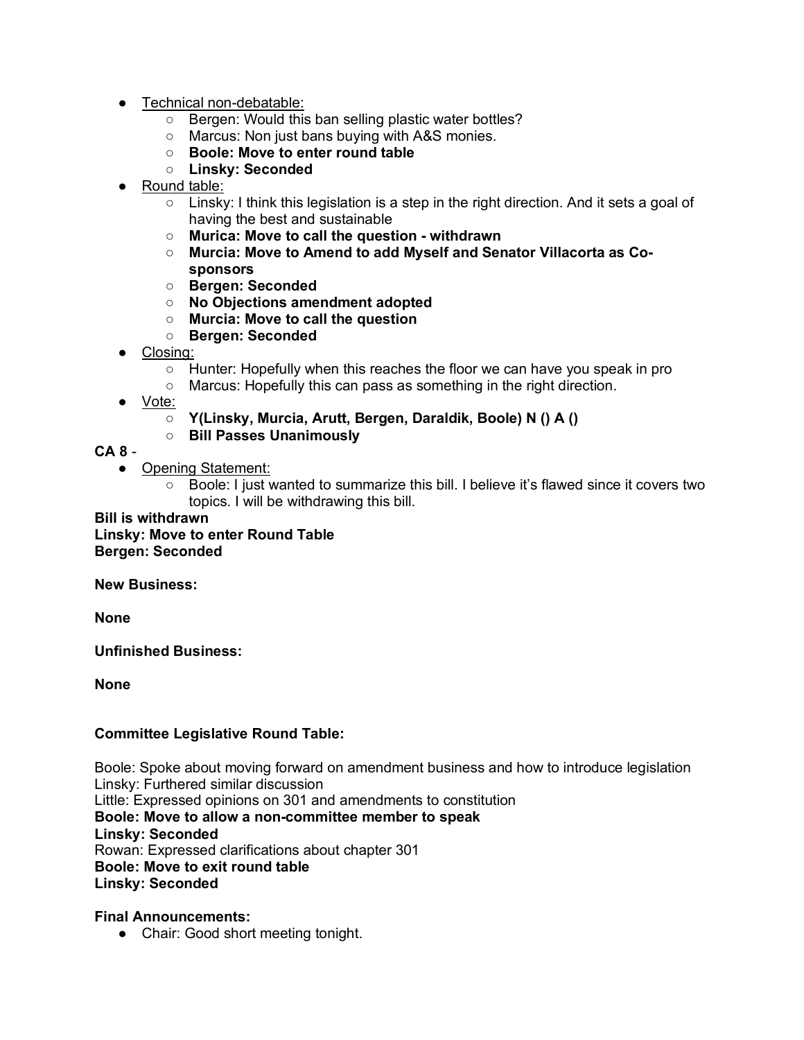- Technical non-debatable:
  - Bergen: Would this ban selling plastic water bottles?
  - Marcus: Non just bans buying with A&S monies.
  - **Boole: Move to enter round table**
  - **Linsky: Seconded**
- Round table:
  - Linsky: I think this legislation is a step in the right direction. And it sets a goal of having the best and sustainable
  - **Murica: Move to call the question - withdrawn**
  - **Murcia: Move to Amend to add Myself and Senator Villacorta as Co-sponsors**
  - **Bergen: Seconded**
  - **No Objections amendment adopted**
  - **Murcia: Move to call the question**
  - **Bergen: Seconded**
- Closing:
  - Hunter: Hopefully when this reaches the floor we can have you speak in pro
  - Marcus: Hopefully this can pass as something in the right direction.
- Vote:
  - **Y(Linsky, Murcia, Arutt, Bergen, Daraldik, Boole) N () A ()**
  - **Bill Passes Unanimously**

**CA 8** -

- Opening Statement:
  - Boole: I just wanted to summarize this bill. I believe it's flawed since it covers two topics. I will be withdrawing this bill.

**Bill is withdrawn**
**Linsky: Move to enter Round Table**
**Bergen: Seconded**

**New Business:**

**None**

**Unfinished Business:**

**None**

**Committee Legislative Round Table:**

Boole: Spoke about moving forward on amendment business and how to introduce legislation
Linsky: Furthered similar discussion
Little: Expressed opinions on 301 and amendments to constitution
**Boole: Move to allow a non-committee member to speak**
**Linsky: Seconded**
Rowan: Expressed clarifications about chapter 301
**Boole: Move to exit round table**
**Linsky: Seconded**

**Final Announcements:**

- Chair: Good short meeting tonight.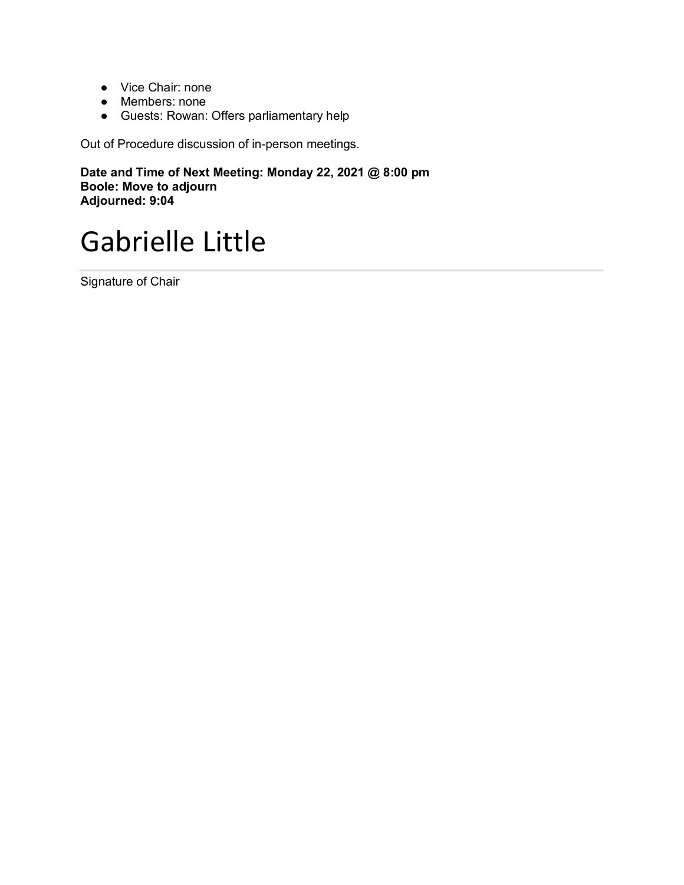- Vice Chair: none
- Members: none
- Guests: Rowan: Offers parliamentary help

Out of Procedure discussion of in-person meetings.

**Date and Time of Next Meeting: Monday 22, 2021 @ 8:00 pm**
**Boole: Move to adjourn**
**Adjourned: 9:04**

Gabrielle Little

---

Signature of Chair